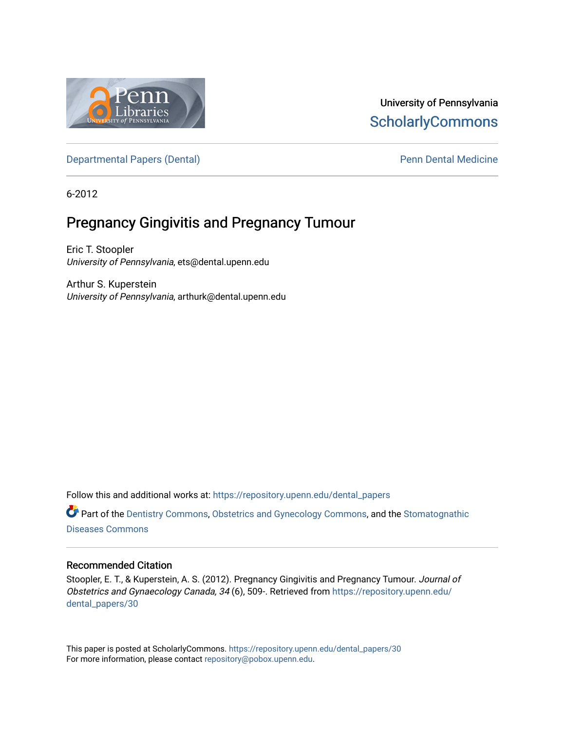University of Pennsylvania
ScholarlyCommons

Departmental Papers (Dental) | Penn Dental Medicine

6-2012

# Pregnancy Gingivitis and Pregnancy Tumour

Eric T. Stoopler
*University of Pennsylvania*, ets@dental.upenn.edu

Arthur S. Kuperstein
*University of Pennsylvania*, arthurk@dental.upenn.edu

Follow this and additional works at: https://repository.upenn.edu/dental_papers

Part of the Dentistry Commons, Obstetrics and Gynecology Commons, and the Stomatognathic Diseases Commons

## Recommended Citation

Stoopler, E. T., & Kuperstein, A. S. (2012). Pregnancy Gingivitis and Pregnancy Tumour. *Journal of Obstetrics and Gynaecology Canada, 34* (6), 509-. Retrieved from https://repository.upenn.edu/dental_papers/30

This paper is posted at ScholarlyCommons. https://repository.upenn.edu/dental_papers/30
For more information, please contact repository@pobox.upenn.edu.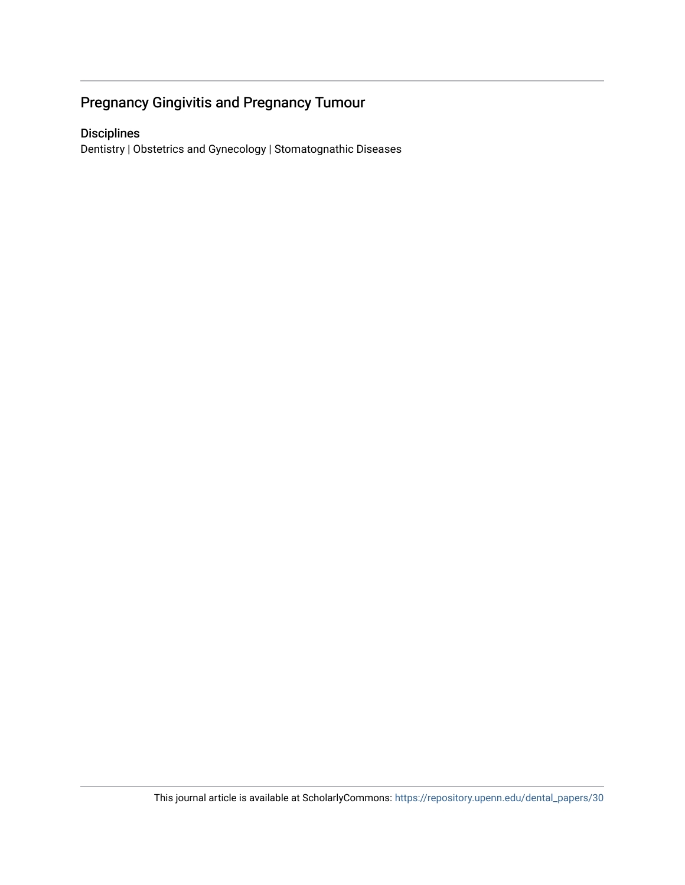## Pregnancy Gingivitis and Pregnancy Tumour

### Disciplines

Dentistry | Obstetrics and Gynecology | Stomatognathic Diseases

This journal article is available at ScholarlyCommons: https://repository.upenn.edu/dental_papers/30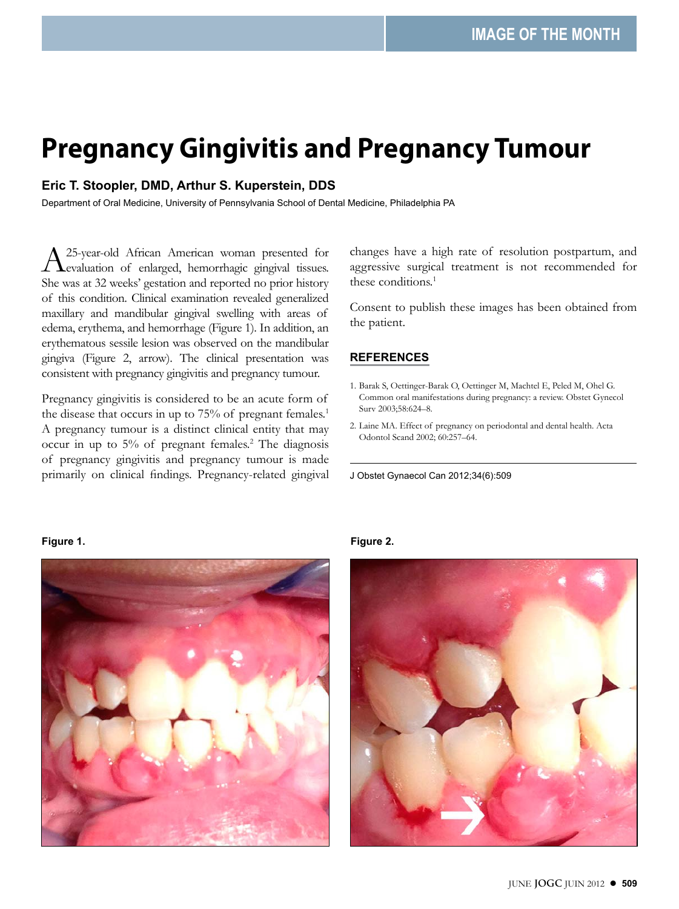IMAGE OF THE MONTH

# Pregnancy Gingivitis and Pregnancy Tumour

**Eric T. Stoopler, DMD, Arthur S. Kuperstein, DDS**

Department of Oral Medicine, University of Pennsylvania School of Dental Medicine, Philadelphia PA

A 25-year-old African American woman presented for evaluation of enlarged, hemorrhagic gingival tissues. She was at 32 weeks' gestation and reported no prior history of this condition. Clinical examination revealed generalized maxillary and mandibular gingival swelling with areas of edema, erythema, and hemorrhage (Figure 1). In addition, an erythematous sessile lesion was observed on the mandibular gingiva (Figure 2, arrow). The clinical presentation was consistent with pregnancy gingivitis and pregnancy tumour.

Pregnancy gingivitis is considered to be an acute form of the disease that occurs in up to 75% of pregnant females.[1] A pregnancy tumour is a distinct clinical entity that may occur in up to 5% of pregnant females.[2] The diagnosis of pregnancy gingivitis and pregnancy tumour is made primarily on clinical findings. Pregnancy-related gingival changes have a high rate of resolution postpartum, and aggressive surgical treatment is not recommended for these conditions.[1]

Consent to publish these images has been obtained from the patient.

## REFERENCES

1. Barak S, Oettinger-Barak O, Oettinger M, Machtel E, Peled M, Ohel G. Common oral manifestations during pregnancy: a review. Obstet Gynecol Surv 2003;58:624–8.
2. Laine MA. Effect of pregnancy on periodontal and dental health. Acta Odontol Scand 2002; 60:257–64.

J Obstet Gynaecol Can 2012;34(6):509

**Figure 1.**

**Figure 2.**